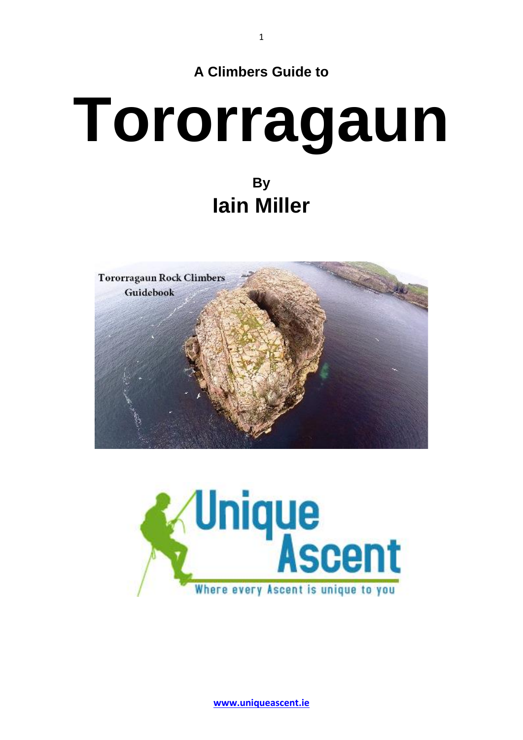**A Climbers Guide to**

# Tororragaun

**By**

## Iain Miller

[www.uniqueascent.ie](http://www.uniqueascent.ie)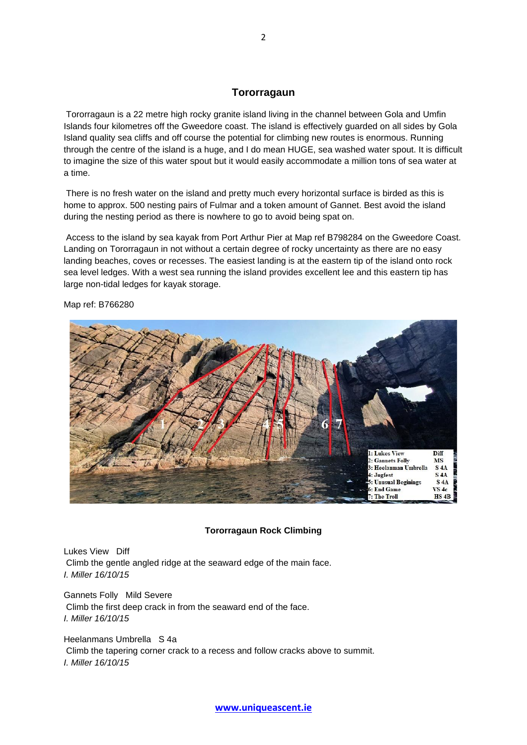## Tororragaun

Tororragaun is a 22 metre high rocky granite island living in the channel between Gola and Umfin Islands four kilometres off the Gweedore coast. The island is effectively guarded on all sides by Gola Island quality sea cliffs and off course the potential for climbing new routes is enormous. Running through the centre of the island is a huge, and I do mean HUGE, sea washed water spout. It is difficult to imagine the size of this water spout but it would easily accommodate a million tons of sea water at a time.

There is no fresh water on the island and pretty much every horizontal surface is birded as this is home to approx. 500 nesting pairs of Fulmar and a token amount of Gannet. Best avoid the island during the nesting period as there is nowhere to go to avoid being spat on.

Access to the island by sea kayak from Port Arthur Pier at Map ref B798284 on the Gweedore Coast. Landing on Tororragaun in not without a certain degree of rocky uncertainty as there are no easy landing beaches, coves or recesses. The easiest landing is at the eastern tip of the island onto rock sea level ledges. With a west sea running the island provides excellent lee and this eastern tip has large non-tidal ledges for kayak storage.

Map ref: B766280

| | |
|---|---|
| 1: Lukes View | Diff |
| 2: Gannets Folly | MS |
| 3: Heelanman Umbrella | S 4A |
| 4: Jugfest | S 4A |
| 5: Unusual Beginings | S 4A |
| 6: End Game | VS 4c |
| 7: The Troll | HS 4B |

**Tororragaun Rock Climbing**

Lukes View Diff
Climb the gentle angled ridge at the seaward edge of the main face.
*I. Miller 16/10/15*

Gannets Folly Mild Severe
Climb the first deep crack in from the seaward end of the face.
*I. Miller 16/10/15*

Heelanmans Umbrella S 4a
Climb the tapering corner crack to a recess and follow cracks above to summit.
*I. Miller 16/10/15*

**www.uniqueascent.ie**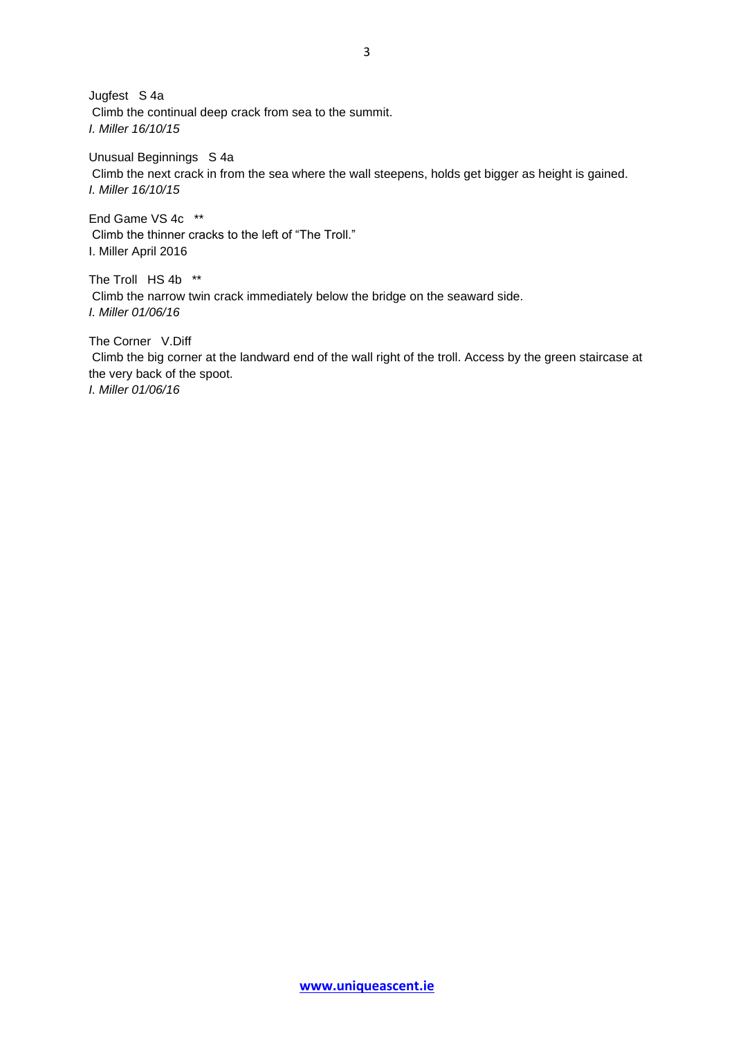Jugfest   S 4a
Climb the continual deep crack from sea to the summit.
*I. Miller 16/10/15*

Unusual Beginnings   S 4a
Climb the next crack in from the sea where the wall steepens, holds get bigger as height is gained.
*I. Miller 16/10/15*

End Game VS 4c   **
Climb the thinner cracks to the left of "The Troll."
I. Miller April 2016

The Troll   HS 4b   **
Climb the narrow twin crack immediately below the bridge on the seaward side.
*I. Miller 01/06/16*

The Corner   V.Diff
Climb the big corner at the landward end of the wall right of the troll. Access by the green staircase at the very back of the spoot.
*I. Miller 01/06/16*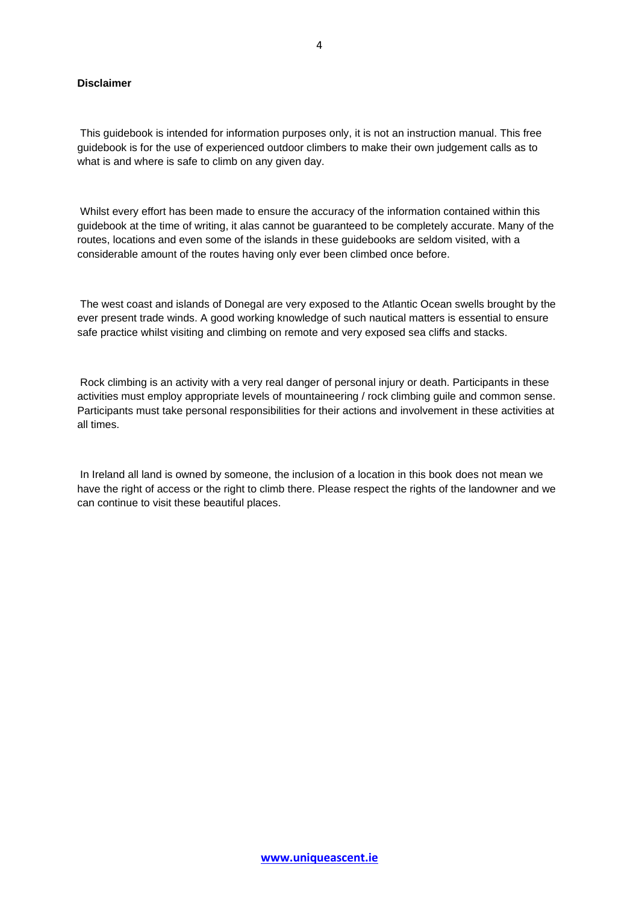**Disclaimer**

This guidebook is intended for information purposes only, it is not an instruction manual. This free guidebook is for the use of experienced outdoor climbers to make their own judgement calls as to what is and where is safe to climb on any given day.

Whilst every effort has been made to ensure the accuracy of the information contained within this guidebook at the time of writing, it alas cannot be guaranteed to be completely accurate. Many of the routes, locations and even some of the islands in these guidebooks are seldom visited, with a considerable amount of the routes having only ever been climbed once before.

The west coast and islands of Donegal are very exposed to the Atlantic Ocean swells brought by the ever present trade winds. A good working knowledge of such nautical matters is essential to ensure safe practice whilst visiting and climbing on remote and very exposed sea cliffs and stacks.

Rock climbing is an activity with a very real danger of personal injury or death. Participants in these activities must employ appropriate levels of mountaineering / rock climbing guile and common sense. Participants must take personal responsibilities for their actions and involvement in these activities at all times.

In Ireland all land is owned by someone, the inclusion of a location in this book does not mean we have the right of access or the right to climb there. Please respect the rights of the landowner and we can continue to visit these beautiful places.